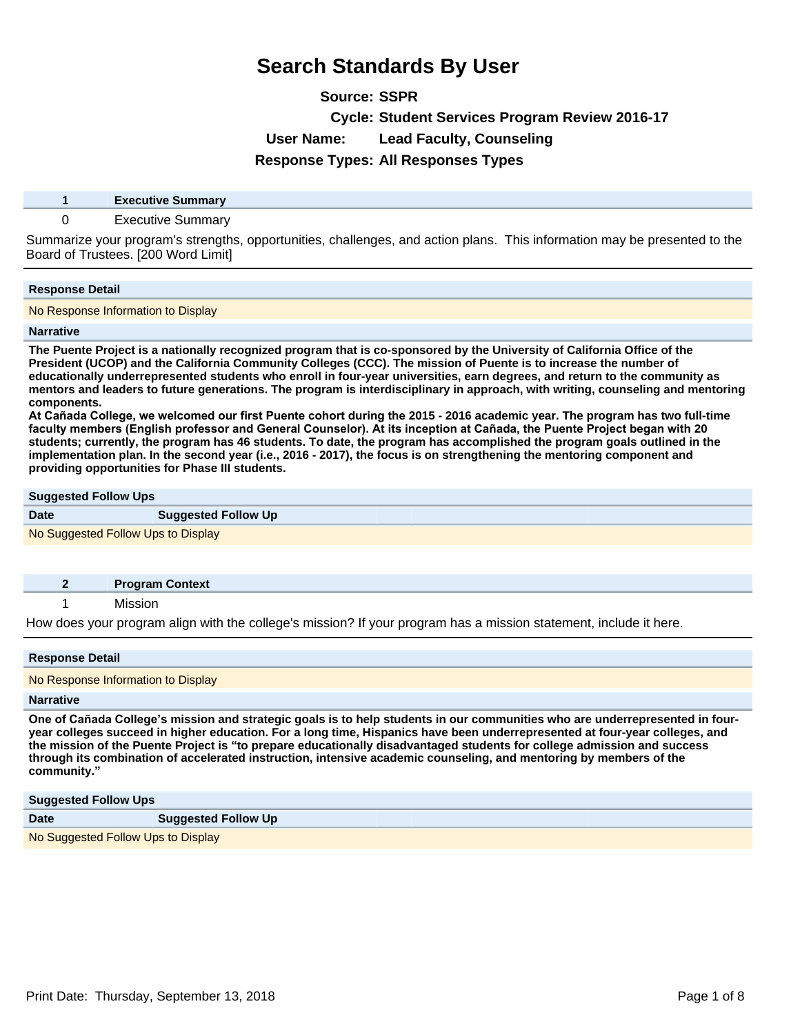# Search Standards By User

**Source:** SSPR

**Cycle:** Student Services Program Review 2016-17

**User Name:** Lead Faculty, Counseling

**Response Types:** All Responses Types

| 1 | Executive Summary |
|---|---|
| 0 | Executive Summary |

Summarize your program's strengths, opportunities, challenges, and action plans. This information may be presented to the Board of Trustees. [200 Word Limit]

**Response Detail**

No Response Information to Display

**Narrative**

**The Puente Project is a nationally recognized program that is co-sponsored by the University of California Office of the President (UCOP) and the California Community Colleges (CCC). The mission of Puente is to increase the number of educationally underrepresented students who enroll in four-year universities, earn degrees, and return to the community as mentors and leaders to future generations. The program is interdisciplinary in approach, with writing, counseling and mentoring components.**
**At Cañada College, we welcomed our first Puente cohort during the 2015 - 2016 academic year. The program has two full-time faculty members (English professor and General Counselor). At its inception at Cañada, the Puente Project began with 20 students; currently, the program has 46 students. To date, the program has accomplished the program goals outlined in the implementation plan. In the second year (i.e., 2016 - 2017), the focus is on strengthening the mentoring component and providing opportunities for Phase III students.**

**Suggested Follow Ups**

| Date | Suggested Follow Up |
|---|---|
| No Suggested Follow Ups to Display | |

| 2 | Program Context |
|---|---|
| 1 | Mission |

How does your program align with the college's mission? If your program has a mission statement, include it here.

**Response Detail**

No Response Information to Display

**Narrative**

**One of Cañada College's mission and strategic goals is to help students in our communities who are underrepresented in four-year colleges succeed in higher education. For a long time, Hispanics have been underrepresented at four-year colleges, and the mission of the Puente Project is "to prepare educationally disadvantaged students for college admission and success through its combination of accelerated instruction, intensive academic counseling, and mentoring by members of the community."**

**Suggested Follow Ups**

| Date | Suggested Follow Up |
|---|---|
| No Suggested Follow Ups to Display | |

Print Date: Thursday, September 13, 2018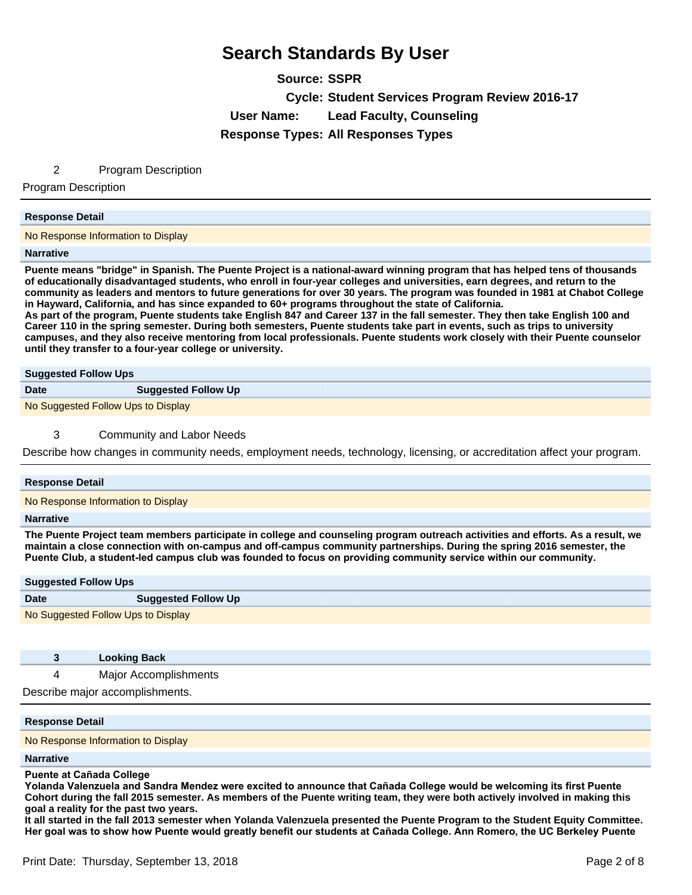# Search Standards By User

**Source:** SSPR
**Cycle:** Student Services Program Review 2016-17
**User Name:** Lead Faculty, Counseling
**Response Types:** All Responses Types

2 Program Description

Program Description

**Response Detail**

No Response Information to Display

**Narrative**

**Puente means "bridge" in Spanish. The Puente Project is a national-award winning program that has helped tens of thousands of educationally disadvantaged students, who enroll in four-year colleges and universities, earn degrees, and return to the community as leaders and mentors to future generations for over 30 years. The program was founded in 1981 at Chabot College in Hayward, California, and has since expanded to 60+ programs throughout the state of California.**
**As part of the program, Puente students take English 847 and Career 137 in the fall semester. They then take English 100 and Career 110 in the spring semester. During both semesters, Puente students take part in events, such as trips to university campuses, and they also receive mentoring from local professionals. Puente students work closely with their Puente counselor until they transfer to a four-year college or university.**

**Suggested Follow Ups**

| Date | Suggested Follow Up |
|---|---|
| No Suggested Follow Ups to Display | |

3 Community and Labor Needs

Describe how changes in community needs, employment needs, technology, licensing, or accreditation affect your program.

**Response Detail**

No Response Information to Display

**Narrative**

**The Puente Project team members participate in college and counseling program outreach activities and efforts. As a result, we maintain a close connection with on-campus and off-campus community partnerships. During the spring 2016 semester, the Puente Club, a student-led campus club was founded to focus on providing community service within our community.**

**Suggested Follow Ups**

| Date | Suggested Follow Up |
|---|---|
| No Suggested Follow Ups to Display | |

**3 Looking Back**

4 Major Accomplishments

Describe major accomplishments.

**Response Detail**

No Response Information to Display

**Narrative**

**Puente at Cañada College**
**Yolanda Valenzuela and Sandra Mendez were excited to announce that Cañada College would be welcoming its first Puente Cohort during the fall 2015 semester. As members of the Puente writing team, they were both actively involved in making this goal a reality for the past two years.**
**It all started in the fall 2013 semester when Yolanda Valenzuela presented the Puente Program to the Student Equity Committee. Her goal was to show how Puente would greatly benefit our students at Cañada College. Ann Romero, the UC Berkeley Puente**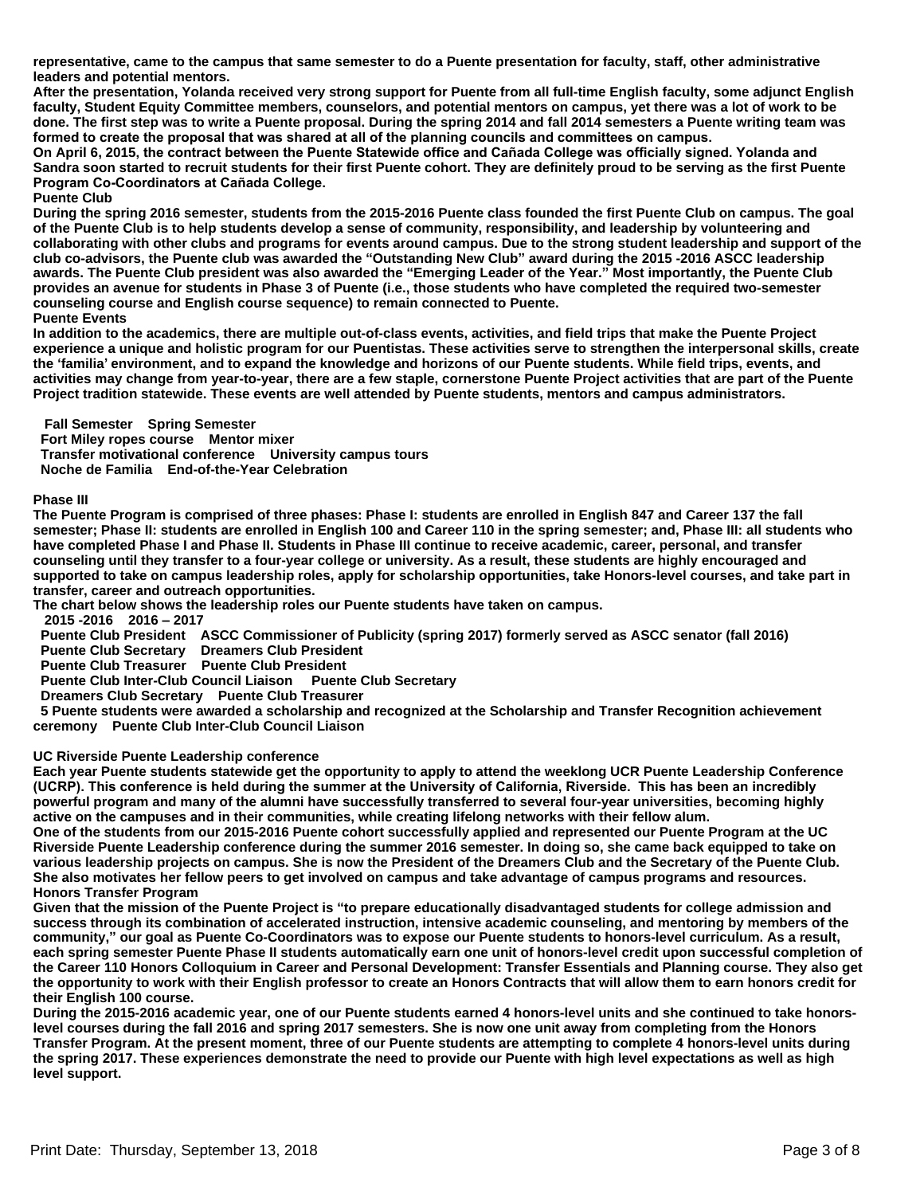**representative, came to the campus that same semester to do a Puente presentation for faculty, staff, other administrative leaders and potential mentors.**

**After the presentation, Yolanda received very strong support for Puente from all full-time English faculty, some adjunct English faculty, Student Equity Committee members, counselors, and potential mentors on campus, yet there was a lot of work to be done. The first step was to write a Puente proposal. During the spring 2014 and fall 2014 semesters a Puente writing team was formed to create the proposal that was shared at all of the planning councils and committees on campus.**

**On April 6, 2015, the contract between the Puente Statewide office and Cañada College was officially signed. Yolanda and Sandra soon started to recruit students for their first Puente cohort. They are definitely proud to be serving as the first Puente Program Co-Coordinators at Cañada College.**

**Puente Club**

**During the spring 2016 semester, students from the 2015-2016 Puente class founded the first Puente Club on campus. The goal of the Puente Club is to help students develop a sense of community, responsibility, and leadership by volunteering and collaborating with other clubs and programs for events around campus. Due to the strong student leadership and support of the club co-advisors, the Puente club was awarded the "Outstanding New Club" award during the 2015 -2016 ASCC leadership awards. The Puente Club president was also awarded the "Emerging Leader of the Year." Most importantly, the Puente Club provides an avenue for students in Phase 3 of Puente (i.e., those students who have completed the required two-semester counseling course and English course sequence) to remain connected to Puente.**

**Puente Events**

**In addition to the academics, there are multiple out-of-class events, activities, and field trips that make the Puente Project experience a unique and holistic program for our Puentistas. These activities serve to strengthen the interpersonal skills, create the 'familia' environment, and to expand the knowledge and horizons of our Puente students. While field trips, events, and activities may change from year-to-year, there are a few staple, cornerstone Puente Project activities that are part of the Puente Project tradition statewide. These events are well attended by Puente students, mentors and campus administrators.**

| Fall Semester | Spring Semester |
|---|---|
| Fort Miley ropes course | Mentor mixer |
| Transfer motivational conference | University campus tours |
| Noche de Familia | End-of-the-Year Celebration |

**Phase III**

**The Puente Program is comprised of three phases: Phase I: students are enrolled in English 847 and Career 137 the fall semester; Phase II: students are enrolled in English 100 and Career 110 in the spring semester; and, Phase III: all students who have completed Phase I and Phase II. Students in Phase III continue to receive academic, career, personal, and transfer counseling until they transfer to a four-year college or university. As a result, these students are highly encouraged and supported to take on campus leadership roles, apply for scholarship opportunities, take Honors-level courses, and take part in transfer, career and outreach opportunities.**

**The chart below shows the leadership roles our Puente students have taken on campus.**

| 2015 -2016 | 2016 – 2017 |
|---|---|
| Puente Club President | ASCC Commissioner of Publicity (spring 2017) formerly served as ASCC senator (fall 2016) |
| Puente Club Secretary | Dreamers Club President |
| Puente Club Treasurer | Puente Club President |
| Puente Club Inter-Club Council Liaison | Puente Club Secretary |
| Dreamers Club Secretary | Puente Club Treasurer |
| 5 Puente students were awarded a scholarship and recognized at the Scholarship and Transfer Recognition achievement ceremony | Puente Club Inter-Club Council Liaison |

**UC Riverside Puente Leadership conference**

**Each year Puente students statewide get the opportunity to apply to attend the weeklong UCR Puente Leadership Conference (UCRP). This conference is held during the summer at the University of California, Riverside. This has been an incredibly powerful program and many of the alumni have successfully transferred to several four-year universities, becoming highly active on the campuses and in their communities, while creating lifelong networks with their fellow alum.**

**One of the students from our 2015-2016 Puente cohort successfully applied and represented our Puente Program at the UC Riverside Puente Leadership conference during the summer 2016 semester. In doing so, she came back equipped to take on various leadership projects on campus. She is now the President of the Dreamers Club and the Secretary of the Puente Club. She also motivates her fellow peers to get involved on campus and take advantage of campus programs and resources.**

**Honors Transfer Program**

**Given that the mission of the Puente Project is "to prepare educationally disadvantaged students for college admission and success through its combination of accelerated instruction, intensive academic counseling, and mentoring by members of the community," our goal as Puente Co-Coordinators was to expose our Puente students to honors-level curriculum. As a result, each spring semester Puente Phase II students automatically earn one unit of honors-level credit upon successful completion of the Career 110 Honors Colloquium in Career and Personal Development: Transfer Essentials and Planning course. They also get the opportunity to work with their English professor to create an Honors Contracts that will allow them to earn honors credit for their English 100 course.**

**During the 2015-2016 academic year, one of our Puente students earned 4 honors-level units and she continued to take honors-level courses during the fall 2016 and spring 2017 semesters. She is now one unit away from completing from the Honors Transfer Program. At the present moment, three of our Puente students are attempting to complete 4 honors-level units during the spring 2017. These experiences demonstrate the need to provide our Puente with high level expectations as well as high level support.**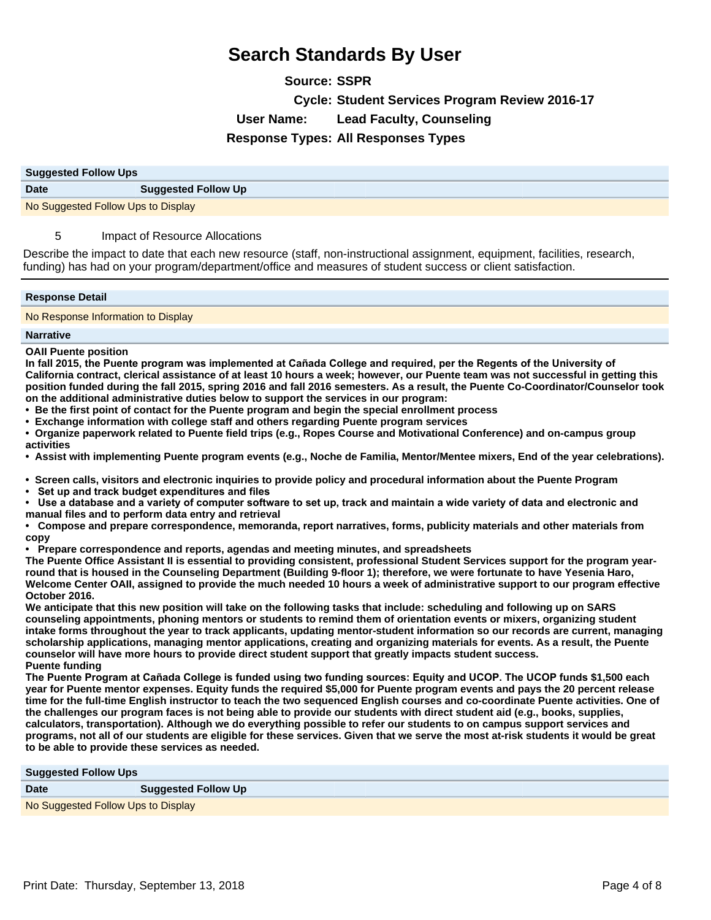# Search Standards By User

**Source:** SSPR

**Cycle:** Student Services Program Review 2016-17

**User Name:** Lead Faculty, Counseling

**Response Types:** All Responses Types

**Suggested Follow Ups**

| Date | Suggested Follow Up |
|---|---|
| No Suggested Follow Ups to Display | |

5 Impact of Resource Allocations

Describe the impact to date that each new resource (staff, non-instructional assignment, equipment, facilities, research, funding) has had on your program/department/office and measures of student success or client satisfaction.

**Response Detail**

No Response Information to Display

**Narrative**

**OAII Puente position**

**In fall 2015, the Puente program was implemented at Cañada College and required, per the Regents of the University of California contract, clerical assistance of at least 10 hours a week; however, our Puente team was not successful in getting this position funded during the fall 2015, spring 2016 and fall 2016 semesters. As a result, the Puente Co-Coordinator/Counselor took on the additional administrative duties below to support the services in our program:**

- **Be the first point of contact for the Puente program and begin the special enrollment process**
- **Exchange information with college staff and others regarding Puente program services**
- **Organize paperwork related to Puente field trips (e.g., Ropes Course and Motivational Conference) and on-campus group activities**
- **Assist with implementing Puente program events (e.g., Noche de Familia, Mentor/Mentee mixers, End of the year celebrations).**
- **Screen calls, visitors and electronic inquiries to provide policy and procedural information about the Puente Program**
- **Set up and track budget expenditures and files**
- **Use a database and a variety of computer software to set up, track and maintain a wide variety of data and electronic and manual files and to perform data entry and retrieval**
- **Compose and prepare correspondence, memoranda, report narratives, forms, publicity materials and other materials from copy**
- **Prepare correspondence and reports, agendas and meeting minutes, and spreadsheets**

**The Puente Office Assistant II is essential to providing consistent, professional Student Services support for the program year-round that is housed in the Counseling Department (Building 9-floor 1); therefore, we were fortunate to have Yesenia Haro, Welcome Center OAII, assigned to provide the much needed 10 hours a week of administrative support to our program effective October 2016.**

**We anticipate that this new position will take on the following tasks that include: scheduling and following up on SARS counseling appointments, phoning mentors or students to remind them of orientation events or mixers, organizing student intake forms throughout the year to track applicants, updating mentor-student information so our records are current, managing scholarship applications, managing mentor applications, creating and organizing materials for events. As a result, the Puente counselor will have more hours to provide direct student support that greatly impacts student success.**

**Puente funding**

**The Puente Program at Cañada College is funded using two funding sources: Equity and UCOP. The UCOP funds $1,500 each year for Puente mentor expenses. Equity funds the required $5,000 for Puente program events and pays the 20 percent release time for the full-time English instructor to teach the two sequenced English courses and co-coordinate Puente activities. One of the challenges our program faces is not being able to provide our students with direct student aid (e.g., books, supplies, calculators, transportation). Although we do everything possible to refer our students to on campus support services and programs, not all of our students are eligible for these services. Given that we serve the most at-risk students it would be great to be able to provide these services as needed.**

**Suggested Follow Ups**

| Date | Suggested Follow Up |
|---|---|
| No Suggested Follow Ups to Display | |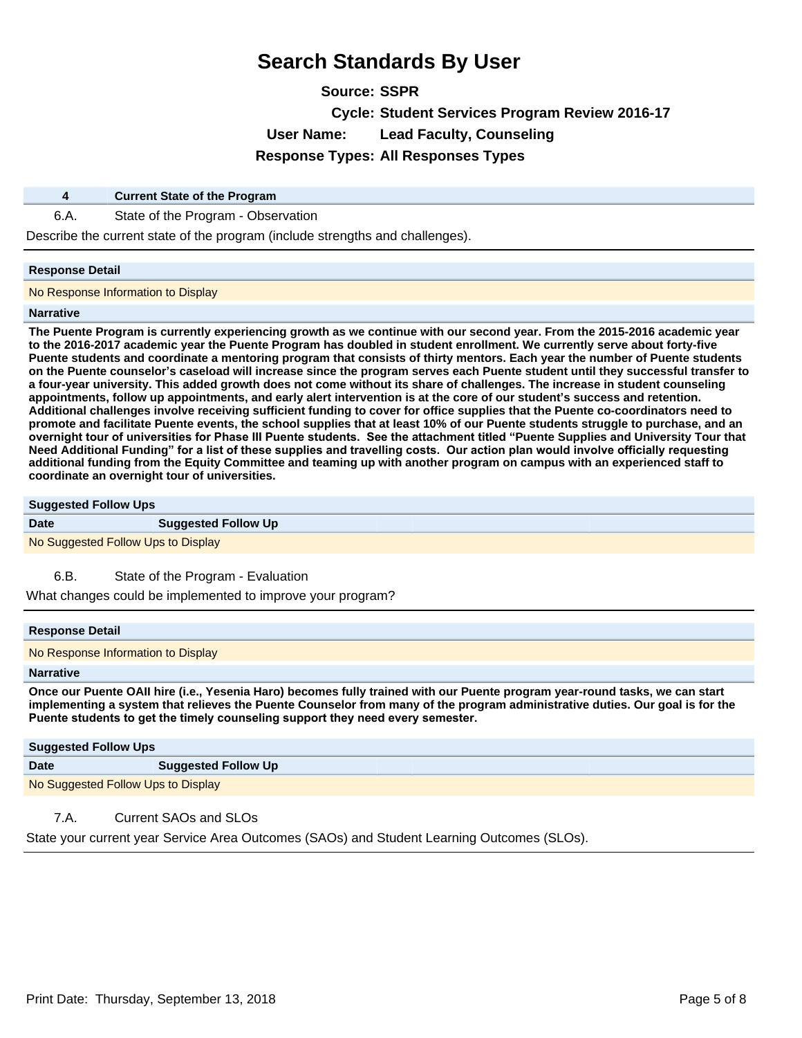# Search Standards By User

**Source:** SSPR

**Cycle:** Student Services Program Review 2016-17

**User Name:** Lead Faculty, Counseling

**Response Types:** All Responses Types

| 4 | Current State of the Program |
|---|---|

6.A. State of the Program - Observation

Describe the current state of the program (include strengths and challenges).

**Response Detail**

No Response Information to Display

**Narrative**

**The Puente Program is currently experiencing growth as we continue with our second year. From the 2015-2016 academic year to the 2016-2017 academic year the Puente Program has doubled in student enrollment. We currently serve about forty-five Puente students and coordinate a mentoring program that consists of thirty mentors. Each year the number of Puente students on the Puente counselor's caseload will increase since the program serves each Puente student until they successful transfer to a four-year university. This added growth does not come without its share of challenges. The increase in student counseling appointments, follow up appointments, and early alert intervention is at the core of our student's success and retention. Additional challenges involve receiving sufficient funding to cover for office supplies that the Puente co-coordinators need to promote and facilitate Puente events, the school supplies that at least 10% of our Puente students struggle to purchase, and an overnight tour of universities for Phase III Puente students. See the attachment titled "Puente Supplies and University Tour that Need Additional Funding" for a list of these supplies and travelling costs. Our action plan would involve officially requesting additional funding from the Equity Committee and teaming up with another program on campus with an experienced staff to coordinate an overnight tour of universities.**

**Suggested Follow Ups**

| Date | Suggested Follow Up |
|---|---|
| No Suggested Follow Ups to Display | |

6.B. State of the Program - Evaluation

What changes could be implemented to improve your program?

**Response Detail**

No Response Information to Display

**Narrative**

**Once our Puente OAII hire (i.e., Yesenia Haro) becomes fully trained with our Puente program year-round tasks, we can start implementing a system that relieves the Puente Counselor from many of the program administrative duties. Our goal is for the Puente students to get the timely counseling support they need every semester.**

**Suggested Follow Ups**

| Date | Suggested Follow Up |
|---|---|
| No Suggested Follow Ups to Display | |

7.A. Current SAOs and SLOs

State your current year Service Area Outcomes (SAOs) and Student Learning Outcomes (SLOs).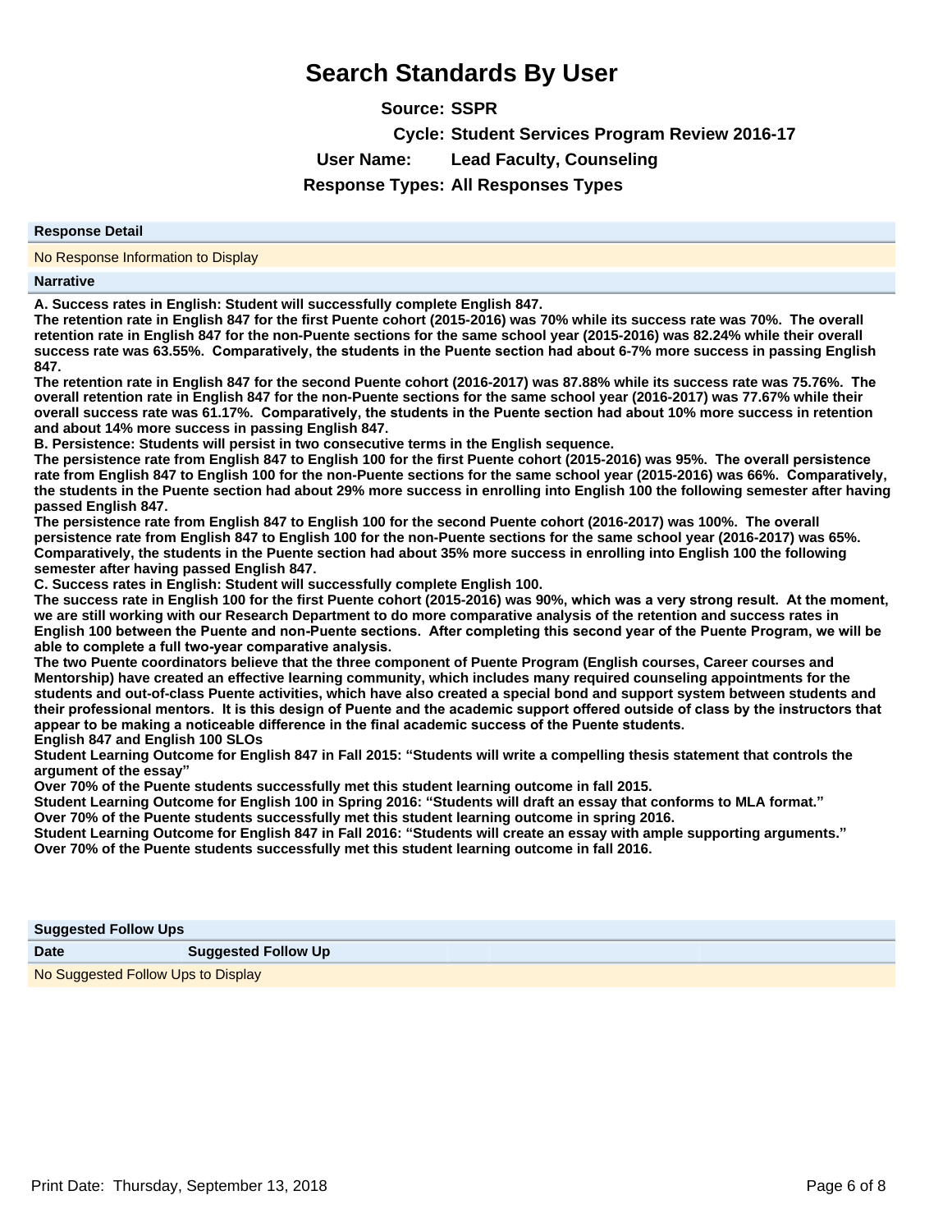# Search Standards By User

**Source:** SSPR

**Cycle:** Student Services Program Review 2016-17

**User Name:** Lead Faculty, Counseling

**Response Types:** All Responses Types

| Response Detail |
|---|
| No Response Information to Display |

**Narrative**

**A. Success rates in English: Student will successfully complete English 847.**

**The retention rate in English 847 for the first Puente cohort (2015-2016) was 70% while its success rate was 70%. The overall retention rate in English 847 for the non-Puente sections for the same school year (2015-2016) was 82.24% while their overall success rate was 63.55%. Comparatively, the students in the Puente section had about 6-7% more success in passing English 847.**

**The retention rate in English 847 for the second Puente cohort (2016-2017) was 87.88% while its success rate was 75.76%. The overall retention rate in English 847 for the non-Puente sections for the same school year (2016-2017) was 77.67% while their overall success rate was 61.17%. Comparatively, the students in the Puente section had about 10% more success in retention and about 14% more success in passing English 847.**

**B. Persistence: Students will persist in two consecutive terms in the English sequence.**

**The persistence rate from English 847 to English 100 for the first Puente cohort (2015-2016) was 95%. The overall persistence rate from English 847 to English 100 for the non-Puente sections for the same school year (2015-2016) was 66%. Comparatively, the students in the Puente section had about 29% more success in enrolling into English 100 the following semester after having passed English 847.**

**The persistence rate from English 847 to English 100 for the second Puente cohort (2016-2017) was 100%. The overall persistence rate from English 847 to English 100 for the non-Puente sections for the same school year (2016-2017) was 65%. Comparatively, the students in the Puente section had about 35% more success in enrolling into English 100 the following semester after having passed English 847.**

**C. Success rates in English: Student will successfully complete English 100.**

**The success rate in English 100 for the first Puente cohort (2015-2016) was 90%, which was a very strong result. At the moment, we are still working with our Research Department to do more comparative analysis of the retention and success rates in English 100 between the Puente and non-Puente sections. After completing this second year of the Puente Program, we will be able to complete a full two-year comparative analysis.**

**The two Puente coordinators believe that the three component of Puente Program (English courses, Career courses and Mentorship) have created an effective learning community, which includes many required counseling appointments for the students and out-of-class Puente activities, which have also created a special bond and support system between students and their professional mentors. It is this design of Puente and the academic support offered outside of class by the instructors that appear to be making a noticeable difference in the final academic success of the Puente students.**

**English 847 and English 100 SLOs**

**Student Learning Outcome for English 847 in Fall 2015: "Students will write a compelling thesis statement that controls the argument of the essay"**

**Over 70% of the Puente students successfully met this student learning outcome in fall 2015.**

**Student Learning Outcome for English 100 in Spring 2016: "Students will draft an essay that conforms to MLA format."**

**Over 70% of the Puente students successfully met this student learning outcome in spring 2016.**

**Student Learning Outcome for English 847 in Fall 2016: "Students will create an essay with ample supporting arguments."**

**Over 70% of the Puente students successfully met this student learning outcome in fall 2016.**

**Suggested Follow Ups**

| Date | Suggested Follow Up |
|---|---|
| No Suggested Follow Ups to Display | |

Print Date: Thursday, September 13, 2018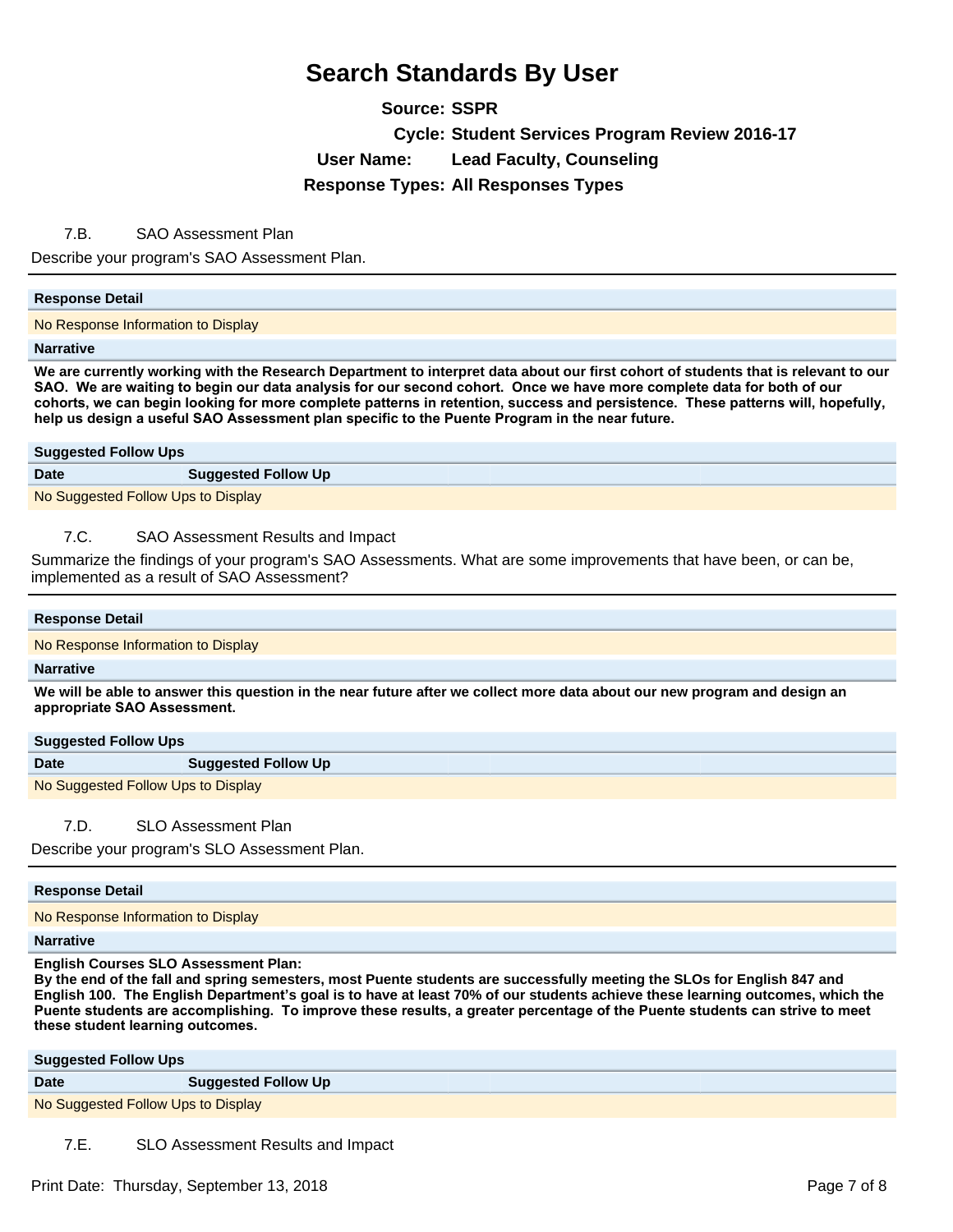# Search Standards By User

**Source:** SSPR

**Cycle:** Student Services Program Review 2016-17

**User Name:** Lead Faculty, Counseling

**Response Types:** All Responses Types

7.B. SAO Assessment Plan

Describe your program's SAO Assessment Plan.

**Response Detail**

No Response Information to Display

**Narrative**

**We are currently working with the Research Department to interpret data about our first cohort of students that is relevant to our SAO. We are waiting to begin our data analysis for our second cohort. Once we have more complete data for both of our cohorts, we can begin looking for more complete patterns in retention, success and persistence. These patterns will, hopefully, help us design a useful SAO Assessment plan specific to the Puente Program in the near future.**

**Suggested Follow Ups**

| Date | Suggested Follow Up |
|---|---|
| No Suggested Follow Ups to Display | |

7.C. SAO Assessment Results and Impact

Summarize the findings of your program's SAO Assessments. What are some improvements that have been, or can be, implemented as a result of SAO Assessment?

**Response Detail**

No Response Information to Display

**Narrative**

**We will be able to answer this question in the near future after we collect more data about our new program and design an appropriate SAO Assessment.**

**Suggested Follow Ups**

| Date | Suggested Follow Up |
|---|---|
| No Suggested Follow Ups to Display | |

7.D. SLO Assessment Plan

Describe your program's SLO Assessment Plan.

**Response Detail**

No Response Information to Display

**Narrative**

**English Courses SLO Assessment Plan:**
**By the end of the fall and spring semesters, most Puente students are successfully meeting the SLOs for English 847 and English 100. The English Department's goal is to have at least 70% of our students achieve these learning outcomes, which the Puente students are accomplishing. To improve these results, a greater percentage of the Puente students can strive to meet these student learning outcomes.**

**Suggested Follow Ups**

| Date | Suggested Follow Up |
|---|---|
| No Suggested Follow Ups to Display | |

7.E. SLO Assessment Results and Impact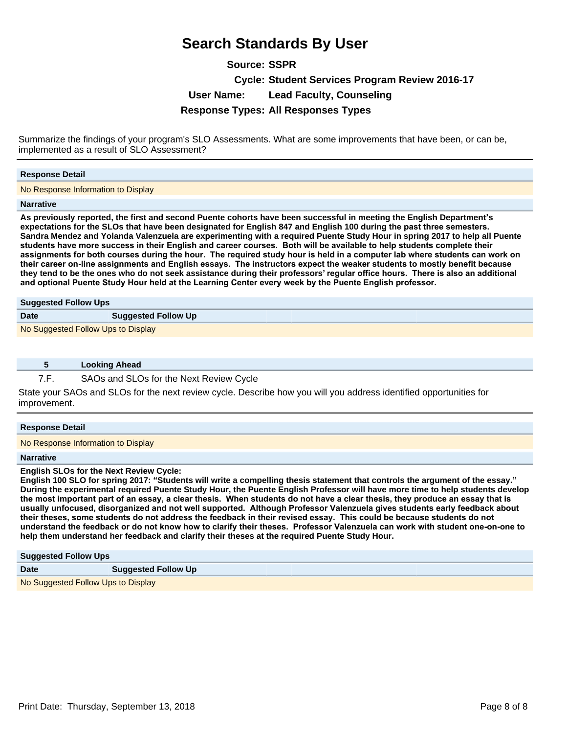# Search Standards By User

**Source:** SSPR

**Cycle:** Student Services Program Review 2016-17

**User Name:** Lead Faculty, Counseling

**Response Types:** All Responses Types

Summarize the findings of your program's SLO Assessments. What are some improvements that have been, or can be, implemented as a result of SLO Assessment?

**Response Detail**

No Response Information to Display

**Narrative**

**As previously reported, the first and second Puente cohorts have been successful in meeting the English Department's expectations for the SLOs that have been designated for English 847 and English 100 during the past three semesters. Sandra Mendez and Yolanda Valenzuela are experimenting with a required Puente Study Hour in spring 2017 to help all Puente students have more success in their English and career courses. Both will be available to help students complete their assignments for both courses during the hour. The required study hour is held in a computer lab where students can work on their career on-line assignments and English essays. The instructors expect the weaker students to mostly benefit because they tend to be the ones who do not seek assistance during their professors' regular office hours. There is also an additional and optional Puente Study Hour held at the Learning Center every week by the Puente English professor.**

**Suggested Follow Ups**

| Date | Suggested Follow Up |
|---|---|
| No Suggested Follow Ups to Display | |

## 5 Looking Ahead

### 7.F. SAOs and SLOs for the Next Review Cycle

State your SAOs and SLOs for the next review cycle. Describe how you will you address identified opportunities for improvement.

**Response Detail**

No Response Information to Display

**Narrative**

**English SLOs for the Next Review Cycle:**
**English 100 SLO for spring 2017: "Students will write a compelling thesis statement that controls the argument of the essay." During the experimental required Puente Study Hour, the Puente English Professor will have more time to help students develop the most important part of an essay, a clear thesis. When students do not have a clear thesis, they produce an essay that is usually unfocused, disorganized and not well supported. Although Professor Valenzuela gives students early feedback about their theses, some students do not address the feedback in their revised essay. This could be because students do not understand the feedback or do not know how to clarify their theses. Professor Valenzuela can work with student one-on-one to help them understand her feedback and clarify their theses at the required Puente Study Hour.**

**Suggested Follow Ups**

| Date | Suggested Follow Up |
|---|---|
| No Suggested Follow Ups to Display | |

Print Date: Thursday, September 13, 2018